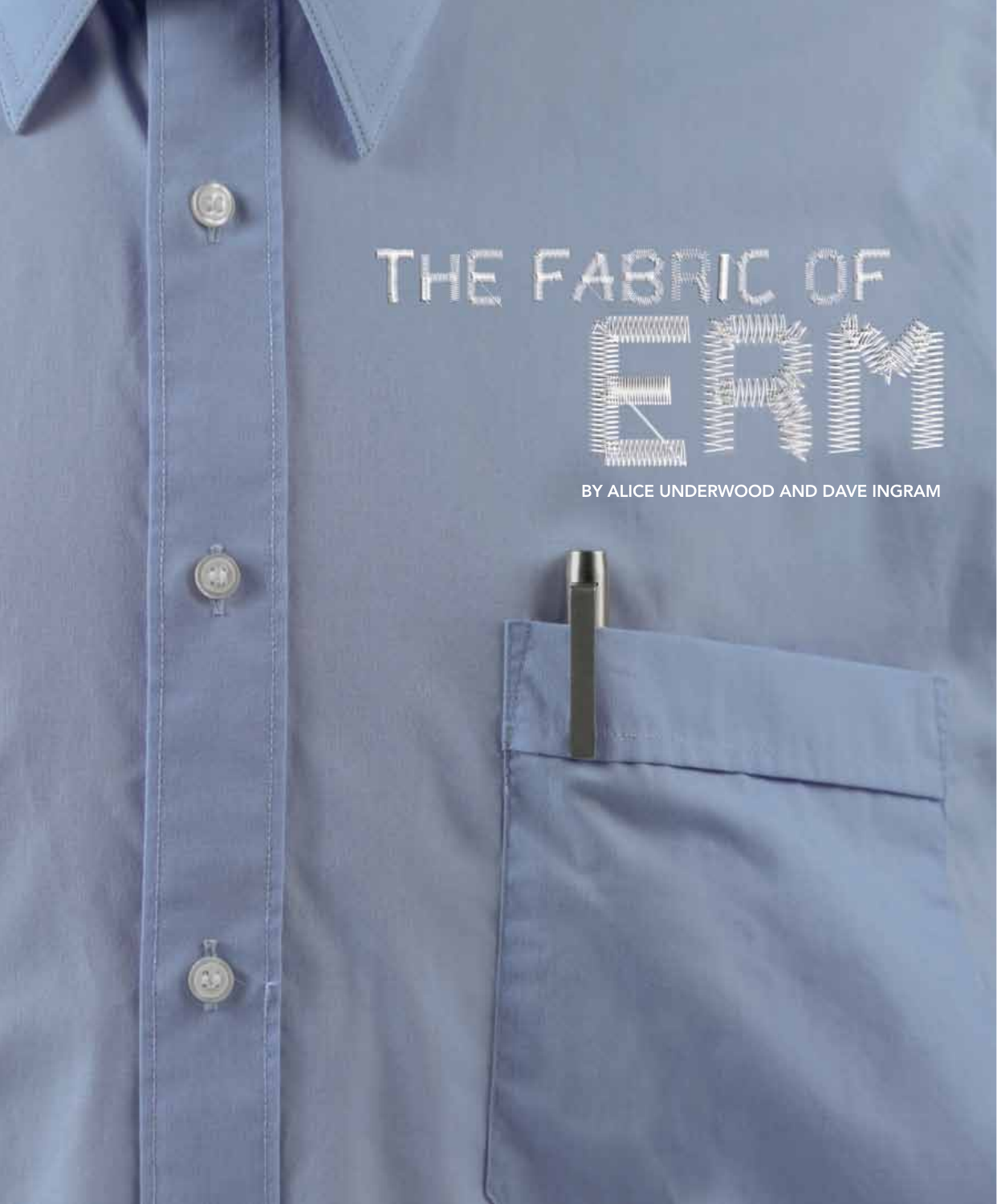# THE FABRIC OF ERM

BY ALICE UNDERWOOD AND DAVE INGRAM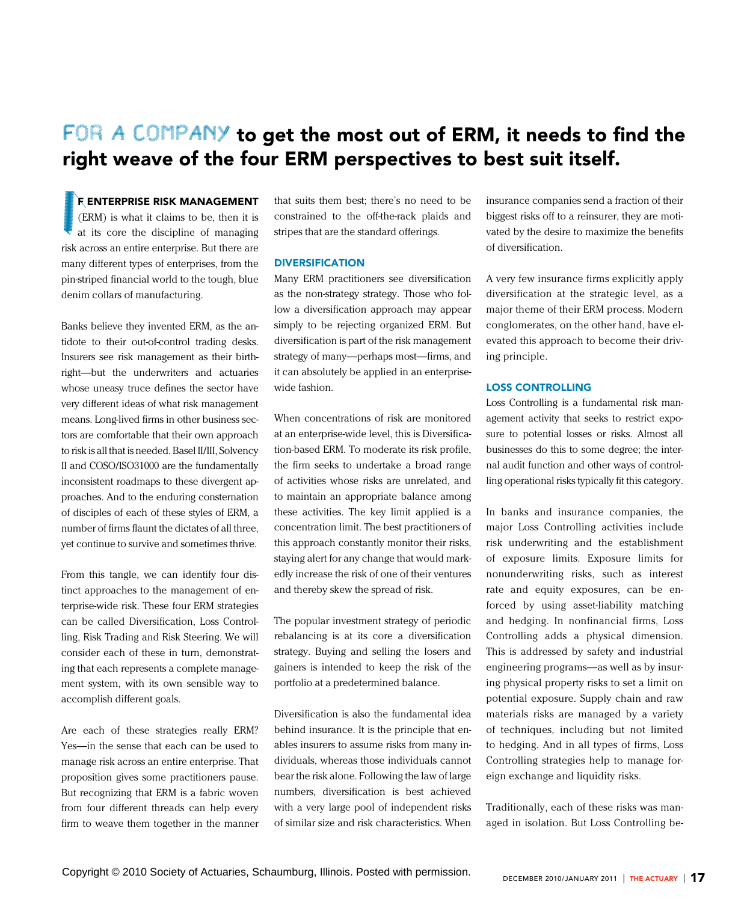# FOR A COMPANY to get the most out of ERM, it needs to find the right weave of the four ERM perspectives to best suit itself.

**IF ENTERPRISE RISK MANAGEMENT** (ERM) is what it claims to be, then it is at its core the discipline of managing risk across an entire enterprise. But there are many different types of enterprises, from the pin-striped financial world to the tough, blue denim collars of manufacturing.

Banks believe they invented ERM, as the antidote to their out-of-control trading desks. Insurers see risk management as their birthright—but the underwriters and actuaries whose uneasy truce defines the sector have very different ideas of what risk management means. Long-lived firms in other business sectors are comfortable that their own approach to risk is all that is needed. Basel II/III, Solvency II and COSO/ISO31000 are the fundamentally inconsistent roadmaps to these divergent approaches. And to the enduring consternation of disciples of each of these styles of ERM, a number of firms flaunt the dictates of all three, yet continue to survive and sometimes thrive.

From this tangle, we can identify four distinct approaches to the management of enterprise-wide risk. These four ERM strategies can be called Diversification, Loss Controlling, Risk Trading and Risk Steering. We will consider each of these in turn, demonstrating that each represents a complete management system, with its own sensible way to accomplish different goals.

Are each of these strategies really ERM? Yes—in the sense that each can be used to manage risk across an entire enterprise. That proposition gives some practitioners pause. But recognizing that ERM is a fabric woven from four different threads can help every firm to weave them together in the manner that suits them best; there's no need to be constrained to the off-the-rack plaids and stripes that are the standard offerings.

## DIVERSIFICATION

Many ERM practitioners see diversification as the non-strategy strategy. Those who follow a diversification approach may appear simply to be rejecting organized ERM. But diversification is part of the risk management strategy of many—perhaps most—firms, and it can absolutely be applied in an enterprise-wide fashion.

When concentrations of risk are monitored at an enterprise-wide level, this is Diversification-based ERM. To moderate its risk profile, the firm seeks to undertake a broad range of activities whose risks are unrelated, and to maintain an appropriate balance among these activities. The key limit applied is a concentration limit. The best practitioners of this approach constantly monitor their risks, staying alert for any change that would markedly increase the risk of one of their ventures and thereby skew the spread of risk.

The popular investment strategy of periodic rebalancing is at its core a diversification strategy. Buying and selling the losers and gainers is intended to keep the risk of the portfolio at a predetermined balance.

Diversification is also the fundamental idea behind insurance. It is the principle that enables insurers to assume risks from many individuals, whereas those individuals cannot bear the risk alone. Following the law of large numbers, diversification is best achieved with a very large pool of independent risks of similar size and risk characteristics. When insurance companies send a fraction of their biggest risks off to a reinsurer, they are motivated by the desire to maximize the benefits of diversification.

A very few insurance firms explicitly apply diversification at the strategic level, as a major theme of their ERM process. Modern conglomerates, on the other hand, have elevated this approach to become their driving principle.

## LOSS CONTROLLING

Loss Controlling is a fundamental risk management activity that seeks to restrict exposure to potential losses or risks. Almost all businesses do this to some degree; the internal audit function and other ways of controlling operational risks typically fit this category.

In banks and insurance companies, the major Loss Controlling activities include risk underwriting and the establishment of exposure limits. Exposure limits for nonunderwriting risks, such as interest rate and equity exposures, can be enforced by using asset-liability matching and hedging. In nonfinancial firms, Loss Controlling adds a physical dimension. This is addressed by safety and industrial engineering programs—as well as by insuring physical property risks to set a limit on potential exposure. Supply chain and raw materials risks are managed by a variety of techniques, including but not limited to hedging. And in all types of firms, Loss Controlling strategies help to manage foreign exchange and liquidity risks.

Traditionally, each of these risks was managed in isolation. But Loss Controlling be-

Copyright © 2010 Society of Actuaries, Schaumburg, Illinois. Posted with permission.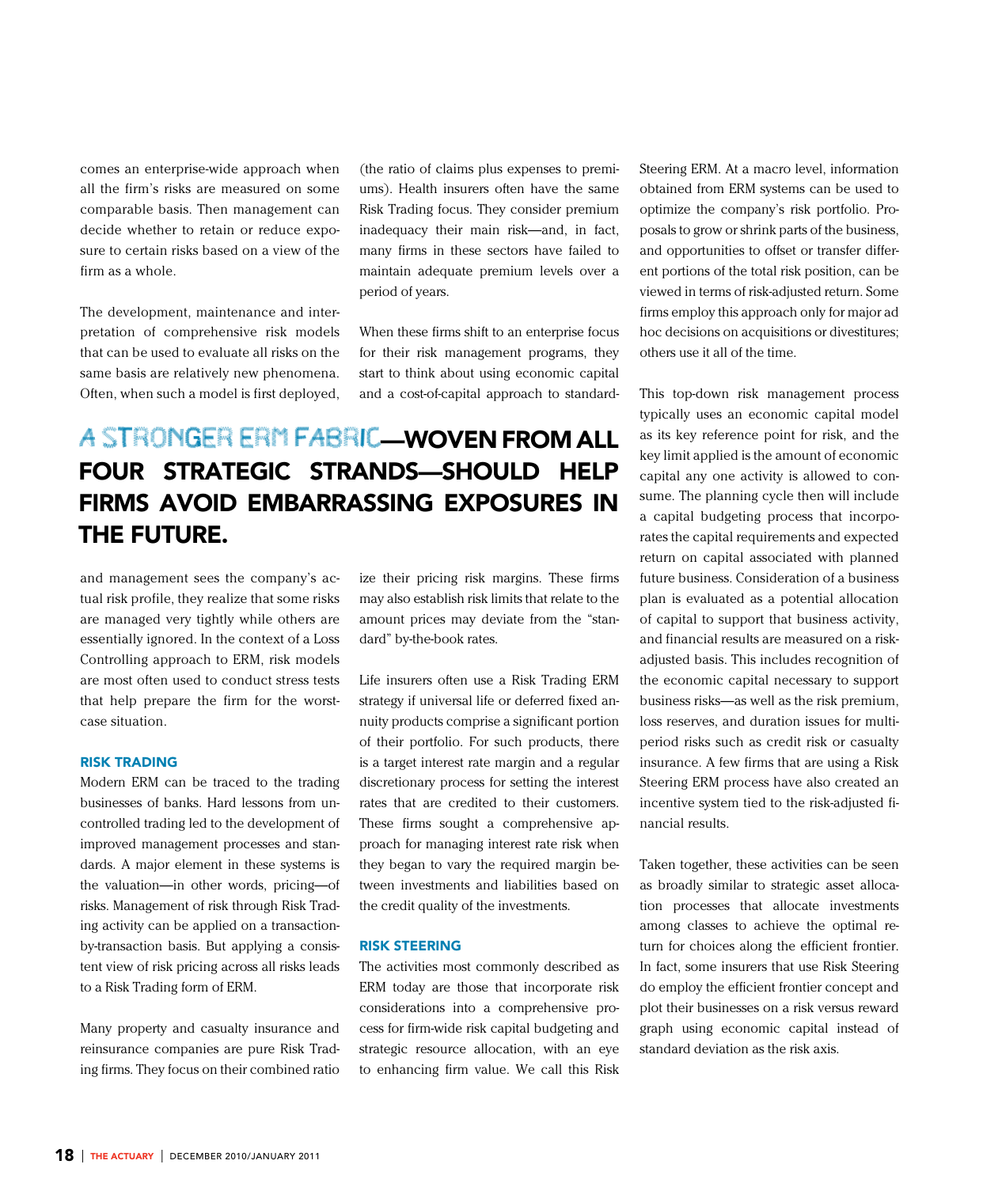comes an enterprise-wide approach when all the firm's risks are measured on some comparable basis. Then management can decide whether to retain or reduce exposure to certain risks based on a view of the firm as a whole.

The development, maintenance and interpretation of comprehensive risk models that can be used to evaluate all risks on the same basis are relatively new phenomena. Often, when such a model is first deployed, and management sees the company's actual risk profile, they realize that some risks are managed very tightly while others are essentially ignored. In the context of a Loss Controlling approach to ERM, risk models are most often used to conduct stress tests that help prepare the firm for the worst-case situation.

**A STRONGER ERM FABRIC—WOVEN FROM ALL FOUR STRATEGIC STRANDS—SHOULD HELP FIRMS AVOID EMBARRASSING EXPOSURES IN THE FUTURE.**

### RISK TRADING

Modern ERM can be traced to the trading businesses of banks. Hard lessons from uncontrolled trading led to the development of improved management processes and standards. A major element in these systems is the valuation—in other words, pricing—of risks. Management of risk through Risk Trading activity can be applied on a transaction-by-transaction basis. But applying a consistent view of risk pricing across all risks leads to a Risk Trading form of ERM.

Many property and casualty insurance and reinsurance companies are pure Risk Trading firms. They focus on their combined ratio (the ratio of claims plus expenses to premiums). Health insurers often have the same Risk Trading focus. They consider premium inadequacy their main risk—and, in fact, many firms in these sectors have failed to maintain adequate premium levels over a period of years.

When these firms shift to an enterprise focus for their risk management programs, they start to think about using economic capital and a cost-of-capital approach to standardize their pricing risk margins. These firms may also establish risk limits that relate to the amount prices may deviate from the "standard" by-the-book rates.

Life insurers often use a Risk Trading ERM strategy if universal life or deferred fixed annuity products comprise a significant portion of their portfolio. For such products, there is a target interest rate margin and a regular discretionary process for setting the interest rates that are credited to their customers. These firms sought a comprehensive approach for managing interest rate risk when they began to vary the required margin between investments and liabilities based on the credit quality of the investments.

### RISK STEERING

The activities most commonly described as ERM today are those that incorporate risk considerations into a comprehensive process for firm-wide risk capital budgeting and strategic resource allocation, with an eye to enhancing firm value. We call this Risk Steering ERM. At a macro level, information obtained from ERM systems can be used to optimize the company's risk portfolio. Proposals to grow or shrink parts of the business, and opportunities to offset or transfer different portions of the total risk position, can be viewed in terms of risk-adjusted return. Some firms employ this approach only for major ad hoc decisions on acquisitions or divestitures; others use it all of the time.

This top-down risk management process typically uses an economic capital model as its key reference point for risk, and the key limit applied is the amount of economic capital any one activity is allowed to consume. The planning cycle then will include a capital budgeting process that incorporates the capital requirements and expected return on capital associated with planned future business. Consideration of a business plan is evaluated as a potential allocation of capital to support that business activity, and financial results are measured on a risk-adjusted basis. This includes recognition of the economic capital necessary to support business risks—as well as the risk premium, loss reserves, and duration issues for multi-period risks such as credit risk or casualty insurance. A few firms that are using a Risk Steering ERM process have also created an incentive system tied to the risk-adjusted financial results.

Taken together, these activities can be seen as broadly similar to strategic asset allocation processes that allocate investments among classes to achieve the optimal return for choices along the efficient frontier. In fact, some insurers that use Risk Steering do employ the efficient frontier concept and plot their businesses on a risk versus reward graph using economic capital instead of standard deviation as the risk axis.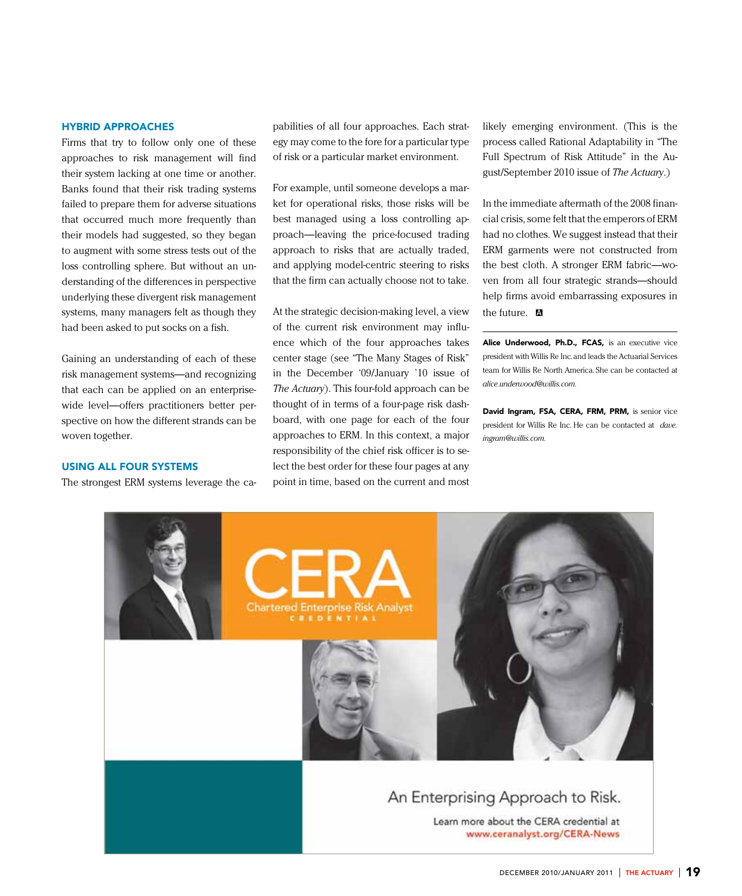## HYBRID APPROACHES

Firms that try to follow only one of these approaches to risk management will find their system lacking at one time or another. Banks found that their risk trading systems failed to prepare them for adverse situations that occurred much more frequently than their models had suggested, so they began to augment with some stress tests out of the loss controlling sphere. But without an understanding of the differences in perspective underlying these divergent risk management systems, many managers felt as though they had been asked to put socks on a fish.

Gaining an understanding of each of these risk management systems—and recognizing that each can be applied on an enterprise-wide level—offers practitioners better perspective on how the different strands can be woven together.

## USING ALL FOUR SYSTEMS

The strongest ERM systems leverage the capabilities of all four approaches. Each strategy may come to the fore for a particular type of risk or a particular market environment.

For example, until someone develops a market for operational risks, those risks will be best managed using a loss controlling approach—leaving the price-focused trading approach to risks that are actually traded, and applying model-centric steering to risks that the firm can actually choose not to take.

At the strategic decision-making level, a view of the current risk environment may influence which of the four approaches takes center stage (see "The Many Stages of Risk" in the December '09/January '10 issue of *The Actuary*). This four-fold approach can be thought of in terms of a four-page risk dashboard, with one page for each of the four approaches to ERM. In this context, a major responsibility of the chief risk officer is to select the best order for these four pages at any point in time, based on the current and most likely emerging environment. (This is the process called Rational Adaptability in "The Full Spectrum of Risk Attitude" in the August/September 2010 issue of *The Actuary*.)

In the immediate aftermath of the 2008 financial crisis, some felt that the emperors of ERM had no clothes. We suggest instead that their ERM garments were not constructed from the best cloth. A stronger ERM fabric—woven from all four strategic strands—should help firms avoid embarrassing exposures in the future.

---

**Alice Underwood, Ph.D., FCAS,** is an executive vice president with Willis Re Inc. and leads the Actuarial Services team for Willis Re North America. She can be contacted at *alice.underwood@willis.com.*

**David Ingram, FSA, CERA, FRM, PRM,** is senior vice president for Willis Re Inc. He can be contacted at *dave.ingram@willis.com.*

CERA

Chartered Enterprise Risk Analyst

CREDENTIAL

An Enterprising Approach to Risk.

Learn more about the CERA credential at
www.ceranalyst.org/CERA-News